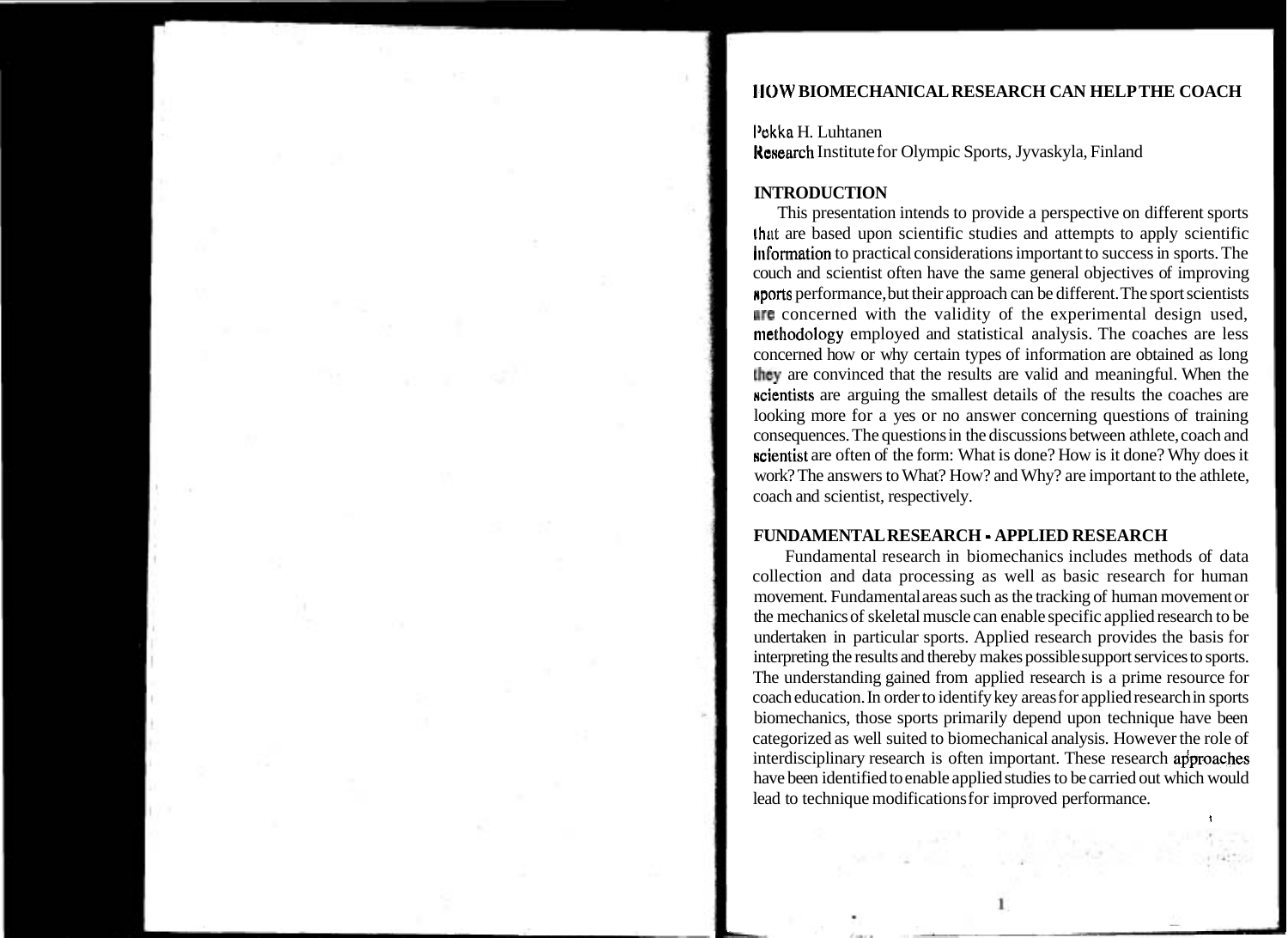# HOW BIOMECHANICAL RESEARCH CAN HELP THE COACH

Pekka H. Luhtanen
Research Institute for Olympic Sports, Jyvaskyla, Finland

## INTRODUCTION

This presentation intends to provide a perspective on different sports that are based upon scientific studies and attempts to apply scientific information to practical considerations important to success in sports. The couch and scientist often have the same general objectives of improving sports performance, but their approach can be different. The sport scientists are concerned with the validity of the experimental design used, methodology employed and statistical analysis. The coaches are less concerned how or why certain types of information are obtained as long they are convinced that the results are valid and meaningful. When the scientists are arguing the smallest details of the results the coaches are looking more for a yes or no answer concerning questions of training consequences. The questions in the discussions between athlete, coach and scientist are often of the form: What is done? How is it done? Why does it work? The answers to What? How? and Why? are important to the athlete, coach and scientist, respectively.

## FUNDAMENTAL RESEARCH - APPLIED RESEARCH

Fundamental research in biomechanics includes methods of data collection and data processing as well as basic research for human movement. Fundamental areas such as the tracking of human movement or the mechanics of skeletal muscle can enable specific applied research to be undertaken in particular sports. Applied research provides the basis for interpreting the results and thereby makes possible support services to sports. The understanding gained from applied research is a prime resource for coach education. In order to identify key areas for applied research in sports biomechanics, those sports primarily depend upon technique have been categorized as well suited to biomechanical analysis. However the role of interdisciplinary research is often important. These research approaches have been identified to enable applied studies to be carried out which would lead to technique modifications for improved performance.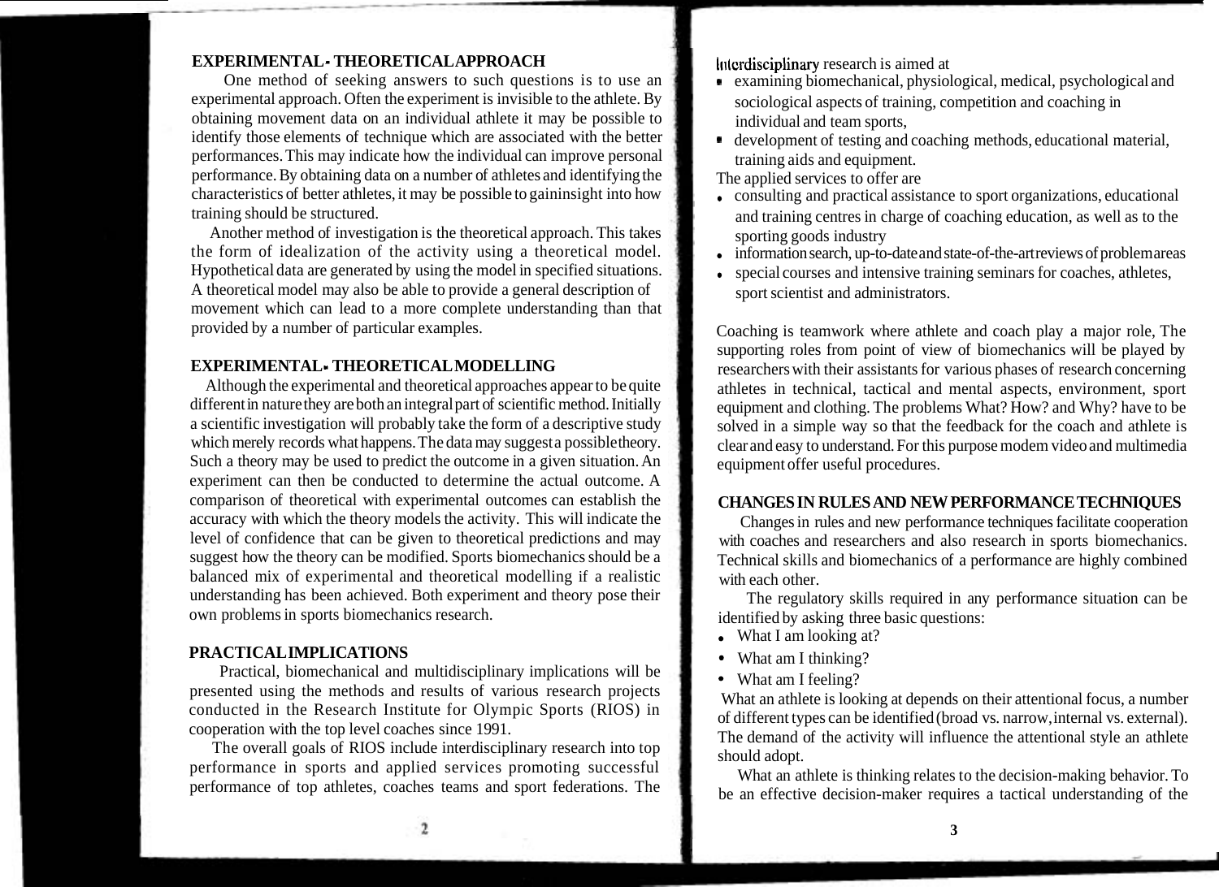## EXPERIMENTAL - THEORETICAL APPROACH

One method of seeking answers to such questions is to use an experimental approach. Often the experiment is invisible to the athlete. By obtaining movement data on an individual athlete it may be possible to identify those elements of technique which are associated with the better performances. This may indicate how the individual can improve personal performance. By obtaining data on a number of athletes and identifying the characteristics of better athletes, it may be possible to gaininsight into how training should be structured.

Another method of investigation is the theoretical approach. This takes the form of idealization of the activity using a theoretical model. Hypothetical data are generated by using the model in specified situations. A theoretical model may also be able to provide a general description of movement which can lead to a more complete understanding than that provided by a number of particular examples.

## EXPERIMENTAL - THEORETICAL MODELLING

Although the experimental and theoretical approaches appear to be quite different in nature they are both an integral part of scientific method. Initially a scientific investigation will probably take the form of a descriptive study which merely records what happens. The data may suggest a possible theory. Such a theory may be used to predict the outcome in a given situation. An experiment can then be conducted to determine the actual outcome. A comparison of theoretical with experimental outcomes can establish the accuracy with which the theory models the activity. This will indicate the level of confidence that can be given to theoretical predictions and may suggest how the theory can be modified. Sports biomechanics should be a balanced mix of experimental and theoretical modelling if a realistic understanding has been achieved. Both experiment and theory pose their own problems in sports biomechanics research.

## PRACTICAL IMPLICATIONS

Practical, biomechanical and multidisciplinary implications will be presented using the methods and results of various research projects conducted in the Research Institute for Olympic Sports (RIOS) in cooperation with the top level coaches since 1991.

The overall goals of RIOS include interdisciplinary research into top performance in sports and applied services promoting successful performance of top athletes, coaches teams and sport federations. The Interdisciplinary research is aimed at

- examining biomechanical, physiological, medical, psychological and sociological aspects of training, competition and coaching in individual and team sports,
- development of testing and coaching methods, educational material, training aids and equipment.

The applied services to offer are

- consulting and practical assistance to sport organizations, educational and training centres in charge of coaching education, as well as to the sporting goods industry
- information search, up-to-date and state-of-the-art reviews of problem areas
- special courses and intensive training seminars for coaches, athletes, sport scientist and administrators.

Coaching is teamwork where athlete and coach play a major role, The supporting roles from point of view of biomechanics will be played by researchers with their assistants for various phases of research concerning athletes in technical, tactical and mental aspects, environment, sport equipment and clothing. The problems What? How? and Why? have to be solved in a simple way so that the feedback for the coach and athlete is clear and easy to understand. For this purpose modem video and multimedia equipment offer useful procedures.

## CHANGES IN RULES AND NEW PERFORMANCE TECHNIQUES

Changes in rules and new performance techniques facilitate cooperation with coaches and researchers and also research in sports biomechanics. Technical skills and biomechanics of a performance are highly combined with each other.

The regulatory skills required in any performance situation can be identified by asking three basic questions:

- What I am looking at?
- What am I thinking?
- What am I feeling?

What an athlete is looking at depends on their attentional focus, a number of different types can be identified (broad vs. narrow, internal vs. external). The demand of the activity will influence the attentional style an athlete should adopt.

What an athlete is thinking relates to the decision-making behavior. To be an effective decision-maker requires a tactical understanding of the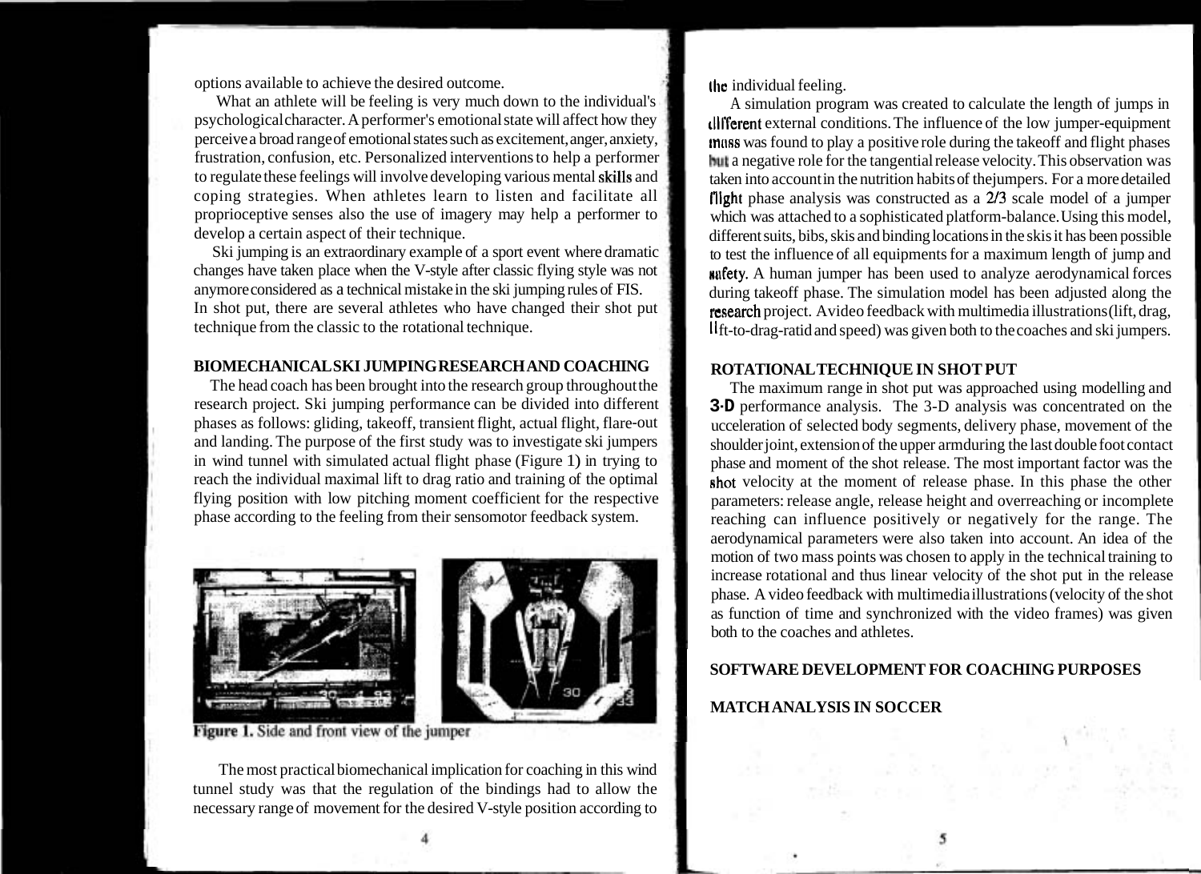options available to achieve the desired outcome.

What an athlete will be feeling is very much down to the individual's psychological character. A performer's emotional state will affect how they perceive a broad range of emotional states such as excitement, anger, anxiety, frustration, confusion, etc. Personalized interventions to help a performer to regulate these feelings will involve developing various mental skills and coping strategies. When athletes learn to listen and facilitate all proprioceptive senses also the use of imagery may help a performer to develop a certain aspect of their technique.

Ski jumping is an extraordinary example of a sport event where dramatic changes have taken place when the V-style after classic flying style was not anymore considered as a technical mistake in the ski jumping rules of FIS. In shot put, there are several athletes who have changed their shot put technique from the classic to the rotational technique.

## BIOMECHANICAL SKI JUMPING RESEARCH AND COACHING

The head coach has been brought into the research group throughout the research project. Ski jumping performance can be divided into different phases as follows: gliding, takeoff, transient flight, actual flight, flare-out and landing. The purpose of the first study was to investigate ski jumpers in wind tunnel with simulated actual flight phase (Figure 1) in trying to reach the individual maximal lift to drag ratio and training of the optimal flying position with low pitching moment coefficient for the respective phase according to the feeling from their sensomotor feedback system.

**Figure 1.** Side and front view of the jumper

The most practical biomechanical implication for coaching in this wind tunnel study was that the regulation of the bindings had to allow the necessary range of movement for the desired V-style position according to the individual feeling.

A simulation program was created to calculate the length of jumps in different external conditions. The influence of the low jumper-equipment mass was found to play a positive role during the takeoff and flight phases but a negative role for the tangential release velocity. This observation was taken into account in the nutrition habits of thejumpers. For a more detailed flight phase analysis was constructed as a 2/3 scale model of a jumper which was attached to a sophisticated platform-balance. Using this model, different suits, bibs, skis and binding locations in the skis it has been possible to test the influence of all equipments for a maximum length of jump and safety. A human jumper has been used to analyze aerodynamical forces during takeoff phase. The simulation model has been adjusted along the research project. Avideo feedback with multimedia illustrations (lift, drag, lift-to-drag-ratid and speed) was given both to the coaches and ski jumpers.

## ROTATIONAL TECHNIQUE IN SHOT PUT

The maximum range in shot put was approached using modelling and 3-D performance analysis. The 3-D analysis was concentrated on the ucceleration of selected body segments, delivery phase, movement of the shoulder joint, extension of the upper armduring the last double foot contact phase and moment of the shot release. The most important factor was the shot velocity at the moment of release phase. In this phase the other parameters: release angle, release height and overreaching or incomplete reaching can influence positively or negatively for the range. The aerodynamical parameters were also taken into account. An idea of the motion of two mass points was chosen to apply in the technical training to increase rotational and thus linear velocity of the shot put in the release phase. A video feedback with multimedia illustrations (velocity of the shot as function of time and synchronized with the video frames) was given both to the coaches and athletes.

## SOFTWARE DEVELOPMENT FOR COACHING PURPOSES

## MATCH ANALYSIS IN SOCCER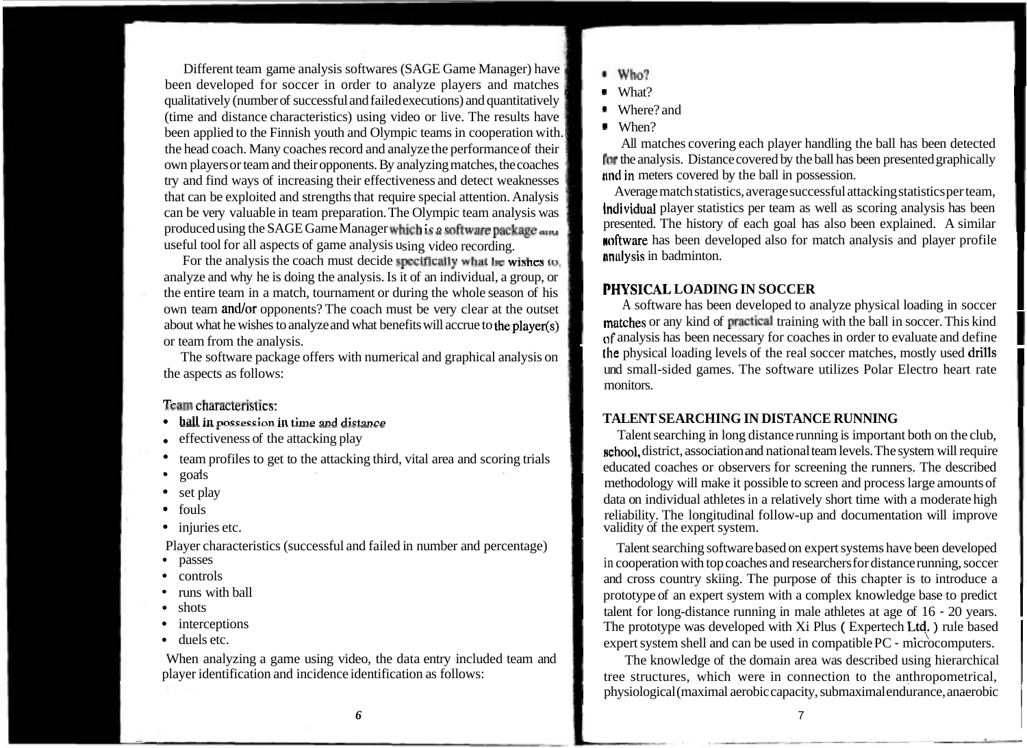Different team game analysis softwares (SAGE Game Manager) have been developed for soccer in order to analyze players and matches qualitatively (number of successful and failed executions) and quantitatively (time and distance characteristics) using video or live. The results have been applied to the Finnish youth and Olympic teams in cooperation with the head coach. Many coaches record and analyze the performance of their own players or team and their opponents. By analyzing matches, the coaches try and find ways of increasing their effectiveness and detect weaknesses that can be exploited and strengths that require special attention. Analysis can be very valuable in team preparation. The Olympic team analysis was produced using the SAGE Game Manager which is a software package and useful tool for all aspects of game analysis using video recording.

For the analysis the coach must decide specifically what he wishes to analyze and why he is doing the analysis. Is it of an individual, a group, or the entire team in a match, tournament or during the whole season of his own team and/or opponents? The coach must be very clear at the outset about what he wishes to analyze and what benefits will accrue to the player(s) or team from the analysis.

The software package offers with numerical and graphical analysis on the aspects as follows:

Team characteristics:

- ball in possession in time and distance
- effectiveness of the attacking play
- team profiles to get to the attacking third, vital area and scoring trials
- goals
- set play
- fouls
- injuries etc.

Player characteristics (successful and failed in number and percentage)

- passes
- controls
- runs with ball
- shots
- interceptions
- duels etc.

When analyzing a game using video, the data entry included team and player identification and incidence identification as follows:

- Who?
- What?
- Where? and
- When?

All matches covering each player handling the ball has been detected for the analysis. Distance covered by the ball has been presented graphically and in meters covered by the ball in possession.

Average match statistics, average successful attacking statistics per team, individual player statistics per team as well as scoring analysis has been presented. The history of each goal has also been explained. A similar software has been developed also for match analysis and player profile analysis in badminton.

## PHYSICAL LOADING IN SOCCER

A software has been developed to analyze physical loading in soccer matches or any kind of practical training with the ball in soccer. This kind of analysis has been necessary for coaches in order to evaluate and define the physical loading levels of the real soccer matches, mostly used drills and small-sided games. The software utilizes Polar Electro heart rate monitors.

## TALENT SEARCHING IN DISTANCE RUNNING

Talent searching in long distance running is important both on the club, school, district, association and national team levels. The system will require educated coaches or observers for screening the runners. The described methodology will make it possible to screen and process large amounts of data on individual athletes in a relatively short time with a moderate high reliability. The longitudinal follow-up and documentation will improve validity of the expert system.

Talent searching software based on expert systems have been developed in cooperation with top coaches and researchers for distance running, soccer and cross country skiing. The purpose of this chapter is to introduce a prototype of an expert system with a complex knowledge base to predict talent for long-distance running in male athletes at age of 16 - 20 years. The prototype was developed with Xi Plus ( Expertech Ltd. ) rule based expert system shell and can be used in compatible PC - microcomputers.

The knowledge of the domain area was described using hierarchical tree structures, which were in connection to the anthropometrical, physiological (maximal aerobic capacity, submaximal endurance, anaerobic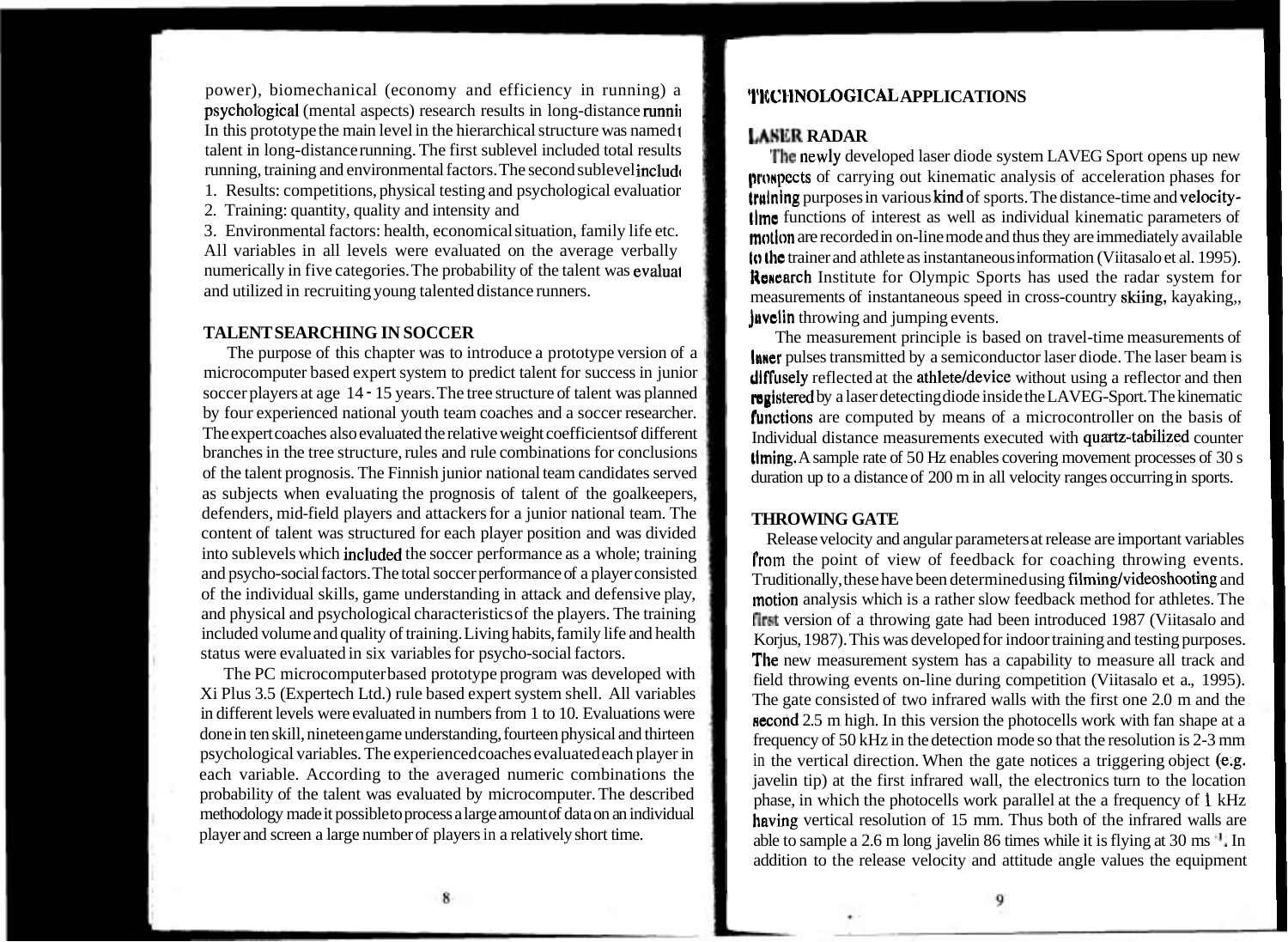power), biomechanical (economy and efficiency in running) a psychological (mental aspects) research results in long-distance runni In this prototype the main level in the hierarchical structure was named t talent in long-distance running. The first sublevel included total results running, training and environmental factors. The second sublevel includ

1. Results: competitions, physical testing and psychological evaluatior
2. Training: quantity, quality and intensity and
3. Environmental factors: health, economical situation, family life etc.

All variables in all levels were evaluated on the average verbally numerically in five categories. The probability of the talent was evaluat and utilized in recruiting young talented distance runners.

## TALENT SEARCHING IN SOCCER

The purpose of this chapter was to introduce a prototype version of a microcomputer based expert system to predict talent for success in junior soccer players at age 14 - 15 years. The tree structure of talent was planned by four experienced national youth team coaches and a soccer researcher. The expert coaches also evaluated the relative weight coefficients of different branches in the tree structure, rules and rule combinations for conclusions of the talent prognosis. The Finnish junior national team candidates served as subjects when evaluating the prognosis of talent of the goalkeepers, defenders, mid-field players and attackers for a junior national team. The content of talent was structured for each player position and was divided into sublevels which included the soccer performance as a whole; training and psycho-social factors. The total soccer performance of a player consisted of the individual skills, game understanding in attack and defensive play, and physical and psychological characteristics of the players. The training included volume and quality of training. Living habits, family life and health status were evaluated in six variables for psycho-social factors.

The PC microcomputer based prototype program was developed with Xi Plus 3.5 (Expertech Ltd.) rule based expert system shell. All variables in different levels were evaluated in numbers from 1 to 10. Evaluations were done in ten skill, nineteen game understanding, fourteen physical and thirteen psychological variables. The experienced coaches evaluated each player in each variable. According to the averaged numeric combinations the probability of the talent was evaluated by microcomputer. The described methodology made it possible to process a large amount of data on an individual player and screen a large number of players in a relatively short time.

## TECHNOLOGICAL APPLICATIONS

### LASER RADAR

The newly developed laser diode system LAVEG Sport opens up new prospects of carrying out kinematic analysis of acceleration phases for training purposes in various kind of sports. The distance-time and velocity-time functions of interest as well as individual kinematic parameters of motion are recorded in on-line mode and thus they are immediately available to the trainer and athlete as instantaneous information (Viitasalo et al. 1995). Research Institute for Olympic Sports has used the radar system for measurements of instantaneous speed in cross-country skiing, kayaking,, javelin throwing and jumping events.

The measurement principle is based on travel-time measurements of laser pulses transmitted by a semiconductor laser diode. The laser beam is diffusely reflected at the athlete/device without using a reflector and then registered by a laser detecting diode inside the LAVEG-Sport. The kinematic functions are computed by means of a microcontroller on the basis of Individual distance measurements executed with quartz-tabilized counter timing. A sample rate of 50 Hz enables covering movement processes of 30 s duration up to a distance of 200 m in all velocity ranges occurring in sports.

### THROWING GATE

Release velocity and angular parameters at release are important variables from the point of view of feedback for coaching throwing events. Truditionally, these have been determined using filming/videoshooting and motion analysis which is a rather slow feedback method for athletes. The first version of a throwing gate had been introduced 1987 (Viitasalo and Korjus, 1987). This was developed for indoor training and testing purposes. The new measurement system has a capability to measure all track and field throwing events on-line during competition (Viitasalo et a., 1995). The gate consisted of two infrared walls with the first one 2.0 m and the second 2.5 m high. In this version the photocells work with fan shape at a frequency of 50 kHz in the detection mode so that the resolution is 2-3 mm in the vertical direction. When the gate notices a triggering object (e.g. javelin tip) at the first infrared wall, the electronics turn to the location phase, in which the photocells work parallel at the a frequency of 1 kHz having vertical resolution of 15 mm. Thus both of the infrared walls are able to sample a 2.6 m long javelin 86 times while it is flying at 30 $ms^{-1}$. In addition to the release velocity and attitude angle values the equipment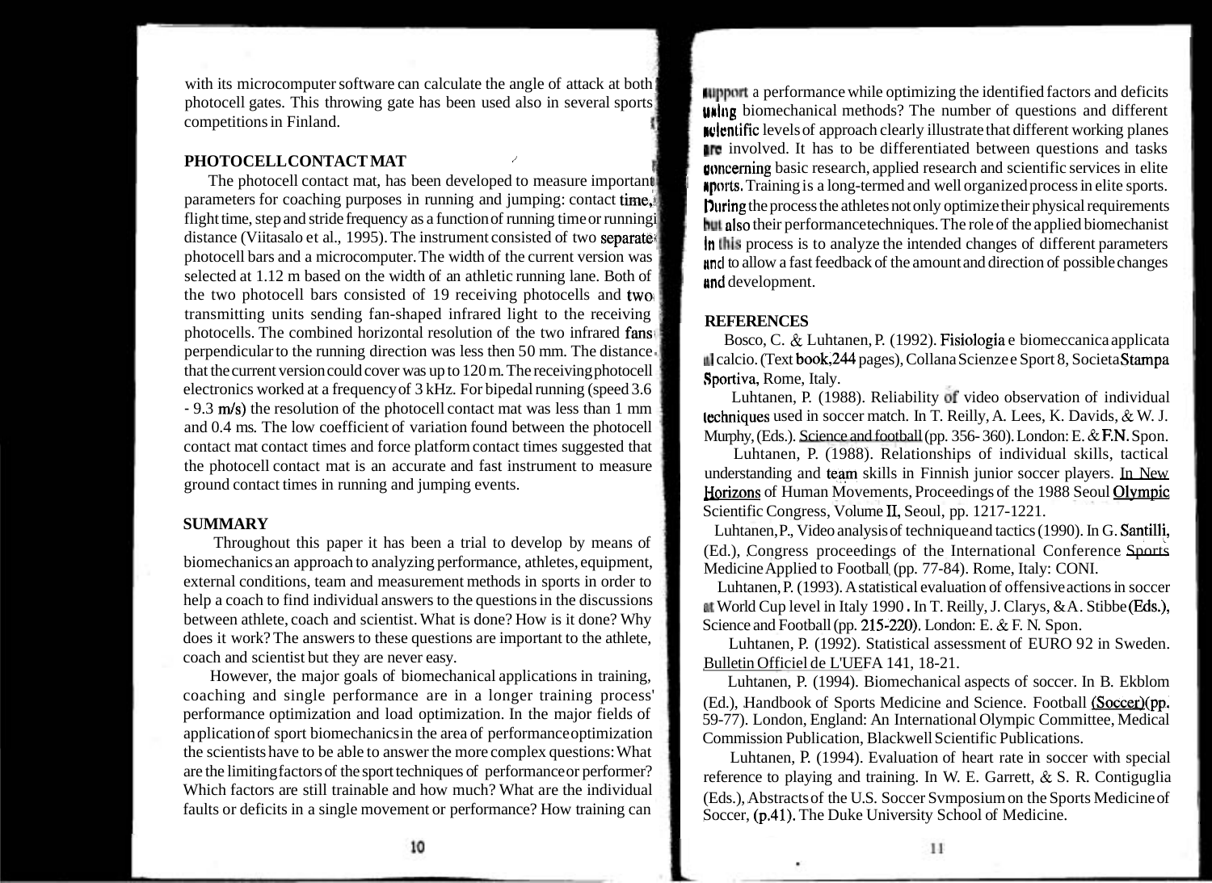with its microcomputer software can calculate the angle of attack at both photocell gates. This throwing gate has been used also in several sports competitions in Finland.

## PHOTOCELL CONTACT MAT

The photocell contact mat, has been developed to measure important parameters for coaching purposes in running and jumping: contact time, flight time, step and stride frequency as a function of running time or running distance (Viitasalo et al., 1995). The instrument consisted of two separate photocell bars and a microcomputer. The width of the current version was selected at 1.12 m based on the width of an athletic running lane. Both of the two photocell bars consisted of 19 receiving photocells and two transmitting units sending fan-shaped infrared light to the receiving photocells. The combined horizontal resolution of the two infrared fans perpendicular to the running direction was less then 50 mm. The distance that the current version could cover was up to 120 m. The receiving photocell electronics worked at a frequency of 3 kHz. For bipedal running (speed 3.6 - 9.3 m/s) the resolution of the photocell contact mat was less than 1 mm and 0.4 ms. The low coefficient of variation found between the photocell contact mat contact times and force platform contact times suggested that the photocell contact mat is an accurate and fast instrument to measure ground contact times in running and jumping events.

## SUMMARY

Throughout this paper it has been a trial to develop by means of biomechanics an approach to analyzing performance, athletes, equipment, external conditions, team and measurement methods in sports in order to help a coach to find individual answers to the questions in the discussions between athlete, coach and scientist. What is done? How is it done? Why does it work? The answers to these questions are important to the athlete, coach and scientist but they are never easy.

However, the major goals of biomechanical applications in training, coaching and single performance are in a longer training process' performance optimization and load optimization. In the major fields of application of sport biomechanics in the area of performance optimization the scientists have to be able to answer the more complex questions: What are the limiting factors of the sport techniques of performance or performer? Which factors are still trainable and how much? What are the individual faults or deficits in a single movement or performance? How training can support a performance while optimizing the identified factors and deficits using biomechanical methods? The number of questions and different scientific levels of approach clearly illustrate that different working planes are involved. It has to be differentiated between questions and tasks concerning basic research, applied research and scientific services in elite sports. Training is a long-termed and well organized process in elite sports. During the process the athletes not only optimize their physical requirements but also their performance techniques. The role of the applied biomechanist in this process is to analyze the intended changes of different parameters and to allow a fast feedback of the amount and direction of possible changes and development.

## REFERENCES

Bosco, C. & Luhtanen, P. (1992). Fisiologia e biomeccanica applicata al calcio. (Text book, 244 pages), Collana Scienze e Sport 8, Societa Stampa Sportiva, Rome, Italy.

Luhtanen, P. (1988). Reliability of video observation of individual techniques used in soccer match. In T. Reilly, A. Lees, K. Davids, & W. J. Murphy, (Eds.). Science and football (pp. 356-360). London: E. & F.N. Spon.

Luhtanen, P. (1988). Relationships of individual skills, tactical understanding and team skills in Finnish junior soccer players. In New Horizons of Human Movements, Proceedings of the 1988 Seoul Olympic Scientific Congress, Volume II, Seoul, pp. 1217-1221.

Luhtanen, P., Video analysis of technique and tactics (1990). In G. Santilli, (Ed.), Congress proceedings of the International Conference Sports Medicine Applied to Football (pp. 77-84). Rome, Italy: CONI.

Luhtanen, P. (1993). A statistical evaluation of offensive actions in soccer at World Cup level in Italy 1990. In T. Reilly, J. Clarys, & A. Stibbe (Eds.), Science and Football (pp. 215-220). London: E. & F. N. Spon.

Luhtanen, P. (1992). Statistical assessment of EURO 92 in Sweden. Bulletin Officiel de L'UEFA 141, 18-21.

Luhtanen, P. (1994). Biomechanical aspects of soccer. In B. Ekblom (Ed.), Handbook of Sports Medicine and Science. Football (Soccer)(pp. 59-77). London, England: An International Olympic Committee, Medical Commission Publication, Blackwell Scientific Publications.

Luhtanen, P. (1994). Evaluation of heart rate in soccer with special reference to playing and training. In W. E. Garrett, & S. R. Contiguglia (Eds.), Abstracts of the U.S. Soccer Svmposium on the Sports Medicine of Soccer, (p.41). The Duke University School of Medicine.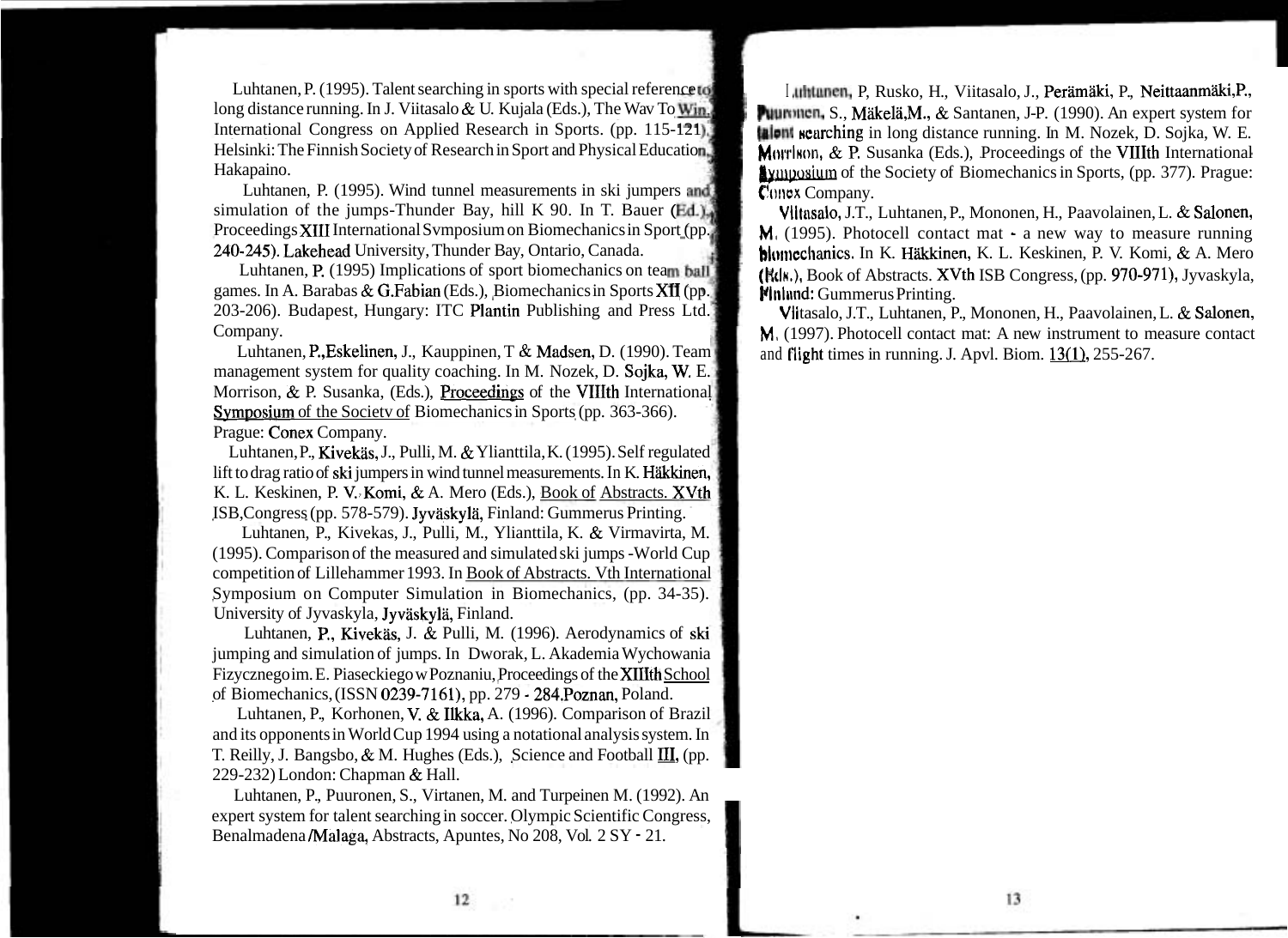Luhtanen, P. (1995). Talent searching in sports with special reference to long distance running. In J. Viitasalo & U. Kujala (Eds.), The Wav To Win. International Congress on Applied Research in Sports. (pp. 115-121). Helsinki: The Finnish Society of Research in Sport and Physical Education, Hakapaino.

Luhtanen, P. (1995). Wind tunnel measurements in ski jumpers and simulation of the jumps-Thunder Bay, hill K 90. In T. Bauer (Ed.), Proceedings XIII International Svmposium on Biomechanics in Sport (pp. 240-245). Lakehead University, Thunder Bay, Ontario, Canada.

Luhtanen, P. (1995) Implications of sport biomechanics on team ball games. In A. Barabas & G.Fabian (Eds.), Biomechanics in Sports XII (pp. 203-206). Budapest, Hungary: ITC Plantin Publishing and Press Ltd. Company.

Luhtanen, P.,Eskelinen, J., Kauppinen, T & Madsen, D. (1990). Team management system for quality coaching. In M. Nozek, D. Sojka, W. E. Morrison, & P. Susanka, (Eds.), Proceedings of the VIIIth International Symposium of the Societv of Biomechanics in Sports (pp. 363-366). Prague: Conex Company.

Luhtanen, P., Kivekäs, J., Pulli, M. & Ylianttila, K. (1995). Self regulated lift to drag ratio of ski jumpers in wind tunnel measurements. In K. Häkkinen, K. L. Keskinen, P. V. Komi, & A. Mero (Eds.), Book of Abstracts. XVth ISB,Congress (pp. 578-579). Jyväskylä, Finland: Gummerus Printing.

Luhtanen, P., Kivekas, J., Pulli, M., Ylianttila, K. & Virmavirta, M. (1995). Comparison of the measured and simulated ski jumps -World Cup competition of Lillehammer 1993. In Book of Abstracts. Vth International Symposium on Computer Simulation in Biomechanics, (pp. 34-35). University of Jyvaskyla, Jyväskylä, Finland.

Luhtanen, P., Kivekäs, J. & Pulli, M. (1996). Aerodynamics of ski jumping and simulation of jumps. In Dworak, L. Akademia Wychowania Fizycznego im. E. Piaseckiego w Poznaniu, Proceedings of the XIIIth School of Biomechanics, (ISSN 0239-7161), pp. 279 - 284.Poznan, Poland.

Luhtanen, P., Korhonen, V. & Ilkka, A. (1996). Comparison of Brazil and its opponents in World Cup 1994 using a notational analysis system. In T. Reilly, J. Bangsbo, & M. Hughes (Eds.), Science and Football III, (pp. 229-232) London: Chapman & Hall.

Luhtanen, P., Puuronen, S., Virtanen, M. and Turpeinen M. (1992). An expert system for talent searching in soccer. Olympic Scientific Congress, Benalmadena /Malaga, Abstracts, Apuntes, No 208, Vol. 2 SY - 21.

Luhtanen, P, Rusko, H., Viitasalo, J., Perämäki, P., Neittaanmäki,P., Puuronen, S., Mäkelä,M., & Santanen, J-P. (1990). An expert system for talent searching in long distance running. In M. Nozek, D. Sojka, W. E. Morrison, & P. Susanka (Eds.), Proceedings of the VIIIth International Symposium of the Society of Biomechanics in Sports, (pp. 377). Prague: Conex Company.

Viitasalo, J.T., Luhtanen, P., Mononen, H., Paavolainen, L. & Salonen, M. (1995). Photocell contact mat - a new way to measure running biomechanics. In K. Häkkinen, K. L. Keskinen, P. V. Komi, & A. Mero (Eds.), Book of Abstracts. XVth ISB Congress, (pp. 970-971), Jyvaskyla, Finland: Gummerus Printing.

Viitasalo, J.T., Luhtanen, P., Mononen, H., Paavolainen, L. & Salonen, M. (1997). Photocell contact mat: A new instrument to measure contact and flight times in running. J. Apvl. Biom. 13(1), 255-267.